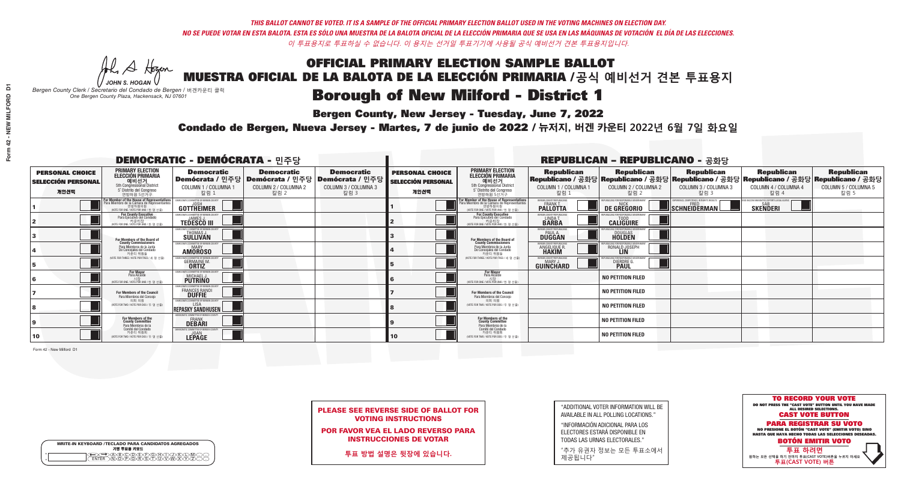*THIS BALLOT CANNOT BE VOTED. IT IS A SAMPLE OF THE OFFICIAL PRIMARY ELECTION BALLOT USED IN THE VOTING MACHINES ON ELECTION DAY.*
*NO SE PUEDE VOTAR EN ESTA BALOTA. ESTA ES SÓLO UNA MUESTRA DE LA BALOTA OFICIAL DE LA ELECCIÓN PRIMARIA QUE SE USA EN LAS MÁQUINAS DE VOTACIÓN EL DÍA DE LAS ELECCIONES.*
*이 투표용지로 투표하실 수 없습니다. 이 용지는 선거일 투표기기에 사용될 공식 예비선거 견본 투표용지입니다.*

JOHN S. HOGAN
*Bergen County Clerk / Secretario del Condado de Bergen / 버겐카운티 클럭*
*One Bergen County Plaza, Hackensack, NJ 07601*

# OFFICIAL PRIMARY ELECTION SAMPLE BALLOT
# MUESTRA OFICIAL DE LA BALOTA DE LA ELECCIÓN PRIMARIA /공식 예비선거 견본 투표용지

## Borough of New Milford - District 1

**Bergen County, New Jersey - Tuesday, June 7, 2022**

**Condado de Bergen, Nueva Jersey - Martes, 7 de junio de 2022 / 뉴저지, 버겐 카운티 2022년 6월 7일 화요일**

### DEMOCRATIC - DEMÓCRATA - 민주당

| PERSONAL CHOICE / SELECCIÓN PERSONAL / 개인선택 | PRIMARY ELECTION / ELECCIÓN PRIMARIA / 예비선거 (5th Congressional District / 5° Distrito del Congreso / 연방하원 5선거구) | Democratic / Demócrata / 민주당 COLUMN 1 / COLUMNA 1 / 칼럼 1 | Democratic / Demócrata / 민주당 COLUMN 2 / COLUMNA 2 / 칼럼 2 | Democratic / Demócrata / 민주당 COLUMN 3 / COLUMNA 3 / 칼럼 3 |
|---|---|---|---|---|
| 1 | For Member of the House of Representatives / Para Miembro de la Cámara de Representantes / 연방하원의원 (VOTE FOR ONE / VOTE POR UNO / 한 명 선출) | JOSH GOTTHEIMER | | |
| 2 | For County Executive / Para Ejecutivo del Condado / 카운티장 (VOTE FOR ONE / VOTE POR UNO / 한 명 선출) | JAMES J. TEDESCO III | | |
| 3 | For Members of the Board of County Commissioners / Para Miembros de la Junta De Concejales del Condado / 카운티 위원들 (VOTE FOR THREE / VOTE POR TRES / 세 명 선출) | THOMAS J. SULLIVAN | | |
| 4 | | MARY AMOROSO | | |
| 5 | | GERMAINE M. ORTIZ | | |
| 6 | For Mayor / Para Alcalde / 시장 (VOTE FOR ONE / VOTE POR UNO / 한 명 선출) | MICHAEL J. PUTRINO | | |
| 7 | For Members of the Council / Para Miembros del Concejo / 의회 의원 (VOTE FOR TWO / VOTE POR DOS / 두 명 선출) | FRANCES RANDI DUFFIE | | |
| 8 | | LISA REPASKY SANDHUSEN | | |
| 9 | For Members of the County Committee / Para Miembros de la Comité del Condado / 카운티 위원회 (VOTE FOR TWO / VOTE POR DOS / 두 명 선출) | FRANK DEBARI | | |
| 10 | | JOAN LEPAGE | | |

### REPUBLICAN - REPUBLICANO - 공화당

| PERSONAL CHOICE / SELECCIÓN PERSONAL / 개인선택 | PRIMARY ELECTION / ELECCIÓN PRIMARIA / 예비선거 (5th Congressional District / 5° Distrito del Congreso / 연방하원 5선거구) | Republican / Republicano / 공화당 COLUMN 1 / COLUMNA 1 / 칼럼 1 | Republican / Republicano / 공화당 COLUMN 2 / COLUMNA 2 / 칼럼 2 | Republican / Republicano / 공화당 COLUMN 3 / COLUMNA 3 / 칼럼 3 | Republican / Republicano / 공화당 COLUMN 4 / COLUMNA 4 / 칼럼 4 | Republican / Republicano / 공화당 COLUMN 5 / COLUMNA 5 / 칼럼 5 |
|---|---|---|---|---|---|---|
| 1 | For Member of the House of Representatives / Para Miembro de la Cámara de Representantes / 연방하원의원 (VOTE FOR ONE / VOTE POR UNO / 한 명 선출) | FRANK T. PALLOTTA | NICK DE GREGORIO | FRED SCHNEIDERMAN | SAB SKENDERI | |
| 2 | For County Executive / Para Ejecutivo del Condado / 카운티장 (VOTE FOR ONE / VOTE POR UNO / 한 명 선출) | LINDA T. BARBA | TODD CALIGUIRE | | | |
| 3 | For Members of the Board of County Commissioners / Para Miembros de la Junta De Concejales del Condado / 카운티 위원들 (VOTE FOR THREE / VOTE POR TRES / 세 명 선출) | PAUL A. DUGGAN | DOUGLAS HOLDEN | | | |
| 4 | | ANGELIQUE R. HAKIM | RONALD JOSEPH LIN | | | |
| 5 | | MARY J. GUINCHARD | DIERDRE G. PAUL | | | |
| 6 | For Mayor / Para Alcalde / 시장 (VOTE FOR ONE / VOTE POR UNO / 한 명 선출) | | NO PETITION FILED | | | |
| 7 | For Members of the Council / Para Miembros del Concejo / 의회 의원 (VOTE FOR TWO / VOTE POR DOS / 두 명 선출) | | NO PETITION FILED | | | |
| 8 | | | NO PETITION FILED | | | |
| 9 | For Members of the County Committee / Para Miembros de la Comité del Condado / 카운티 위원회 (VOTE FOR TWO / VOTE POR DOS / 두 명 선출) | | NO PETITION FILED | | | |
| 10 | | | NO PETITION FILED | | | |

Form 42 - New Milford D1

**PLEASE SEE REVERSE SIDE OF BALLOT FOR VOTING INSTRUCTIONS**

**POR FAVOR VEA EL LADO REVERSO PARA INSTRUCCIONES DE VOTAR**

**투표 방법 설명은 뒷장에 있습니다.**

"ADDITIONAL VOTER INFORMATION WILL BE AVAILABLE IN ALL POLLING LOCATIONS."

"INFORMACIÓN ADICIONAL PARA LOS ELECTORES ESTARÁ DISPONIBLE EN TODAS LAS URNAS ELECTORALES."

"추가 유권자 정보는 모든 투표소에서 제공됩니다"

WRITE-IN KEYBOARD /TECLADO PARA CANDIDATOS AGREGADOS
기명 투표용 키보드

**TO RECORD YOUR VOTE**
DO NOT PRESS THE "CAST VOTE" BUTTON UNTIL YOU HAVE MADE ALL DESIRED SELECTIONS.
**CAST VOTE BUTTON**
**PARA REGISTRAR SU VOTO**
NO PRESIONE EL BOTÓN "CAST VOTE" (EMITIR VOTO) SINO HASTA QUE HAYA HECHO TODAS LAS SELECCIONES DESEADAS.
**BOTÓN EMITIR VOTO**
**투표 하려면**
원하는 모든 선택을 하기 전까지 투표(CAST VOTE) 버튼을 누르지 마세요.
**투표(CAST VOTE) 버튼**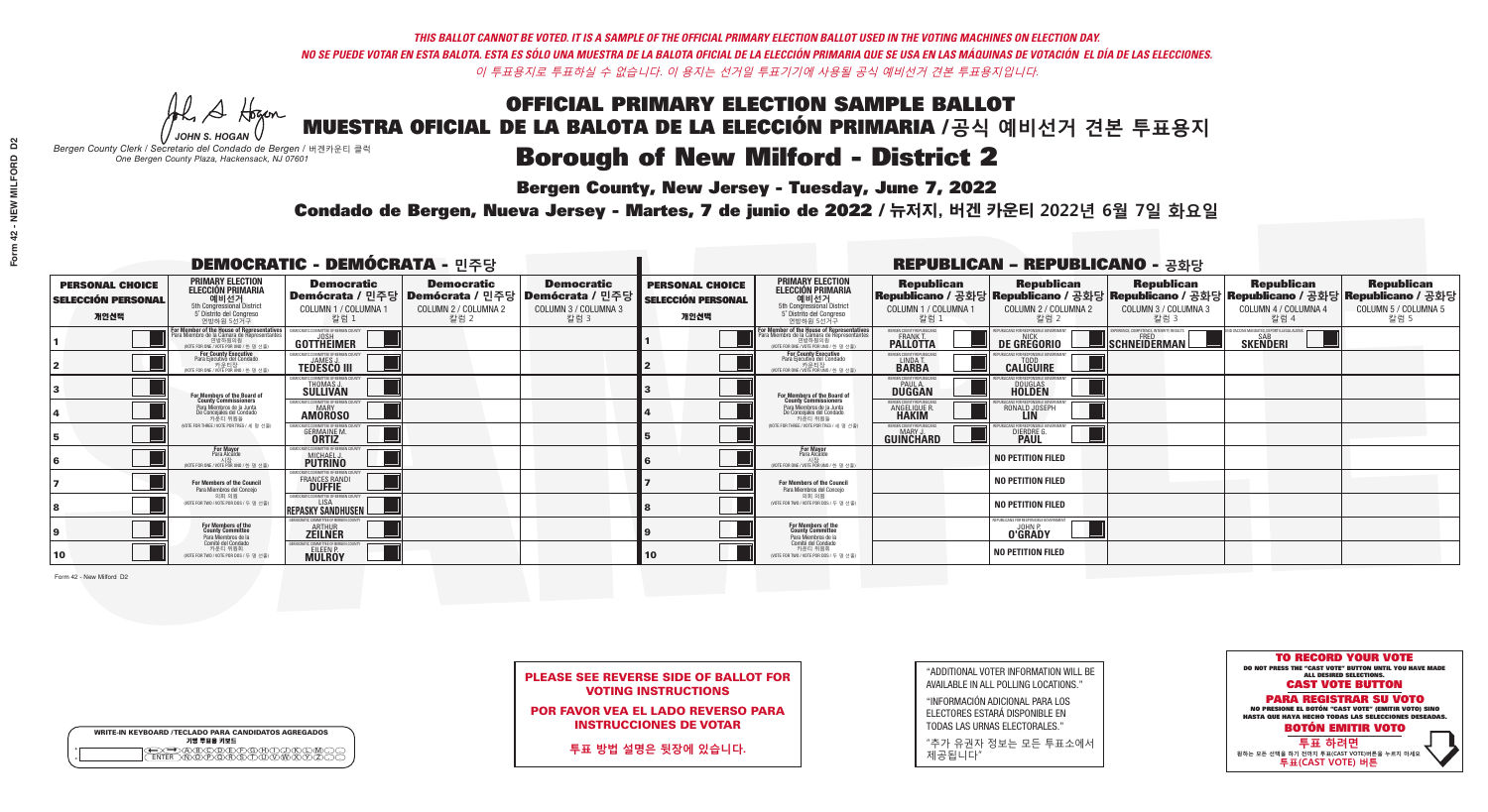*THIS BALLOT CANNOT BE VOTED. IT IS A SAMPLE OF THE OFFICIAL PRIMARY ELECTION BALLOT USED IN THE VOTING MACHINES ON ELECTION DAY.*
*NO SE PUEDE VOTAR EN ESTA BALOTA. ESTA ES SÓLO UNA MUESTRA DE LA BALOTA OFICIAL DE LA ELECCIÓN PRIMARIA QUE SE USA EN LAS MÁQUINAS DE VOTACIÓN EL DÍA DE LAS ELECCIONES.*
*이 투표용지로 투표하실 수 없습니다. 이 용지는 선거일 투표기기에 사용될 공식 예비선거 견본 투표용지입니다.*

JOHN S. HOGAN
Bergen County Clerk / Secretario del Condado de Bergen / 버겐카운티 클럭
One Bergen County Plaza, Hackensack, NJ 07601

# OFFICIAL PRIMARY ELECTION SAMPLE BALLOT
# MUESTRA OFICIAL DE LA BALOTA DE LA ELECCIÓN PRIMARIA /공식 예비선거 견본 투표용지
## Borough of New Milford - District 2

**Bergen County, New Jersey - Tuesday, June 7, 2022**
**Condado de Bergen, Nueva Jersey - Martes, 7 de junio de 2022 / 뉴저지, 버겐 카운티 2022년 6월 7일 화요일**

### DEMOCRATIC - DEMÓCRATA - 민주당

| PERSONAL CHOICE / SELECCIÓN PERSONAL / 개인선택 | PRIMARY ELECTION / ELECCIÓN PRIMARIA / 예비선거 | Democratic / Demócrata / 민주당 COLUMN 1 / COLUMNA 1 / 칼럼 1 | Democratic / Demócrata / 민주당 COLUMN 2 / COLUMNA 2 / 칼럼 2 | Democratic / Demócrata / 민주당 COLUMN 3 / COLUMNA 3 / 칼럼 3 |
|---|---|---|---|---|
| 1 | For Member of the House of Representatives (5th Congressional District) (VOTE FOR ONE) | JOSH GOTTHEIMER | | |
| 2 | For County Executive (VOTE FOR ONE) | JAMES J. TEDESCO III | | |
| 3 | For Members of the Board of County Commissioners (VOTE FOR THREE) | THOMAS J. SULLIVAN | | |
| 4 | | MARY AMOROSO | | |
| 5 | | GERMAINE M. ORTIZ | | |
| 6 | For Mayor / Para Alcalde (VOTE FOR ONE) | MICHAEL J. PUTRINO | | |
| 7 | For Members of the Council / Para Miembros del Concejo (VOTE FOR TWO) | FRANCES RANDI DUFFIE | | |
| 8 | | LISA REPASKY SANDHUSEN | | |
| 9 | For Members of the County Committee (VOTE FOR TWO) | ARTHUR ZEILNER | | |
| 10 | | EILEEN P. MULROY | | |

### REPUBLICAN - REPUBLICANO - 공화당

| PERSONAL CHOICE / SELECCIÓN PERSONAL / 개인선택 | PRIMARY ELECTION / ELECCIÓN PRIMARIA / 예비선거 | Republican COLUMN 1 / COLUMNA 1 / 칼럼 1 | Republican COLUMN 2 / COLUMNA 2 / 칼럼 2 | Republican COLUMN 3 / COLUMNA 3 / 칼럼 3 | Republican COLUMN 4 / COLUMNA 4 / 칼럼 4 | Republican COLUMN 5 / COLUMNA 5 / 칼럼 5 |
|---|---|---|---|---|---|---|
| 1 | For Member of the House of Representatives (5th Congressional District) (VOTE FOR ONE) | FRANK T. PALLOTTA | NICK DE GREGORIO | FRED SCHNEIDERMAN | SAB SKENDERI | |
| 2 | For County Executive (VOTE FOR ONE) | LINDA T. BARBA | TODD CALIGUIRE | | | |
| 3 | For Members of the Board of County Commissioners (VOTE FOR THREE) | PAUL A. DUGGAN | DOUGLAS HOLDEN | | | |
| 4 | | ANGELIQUE R. HAKIM | RONALD JOSEPH LIN | | | |
| 5 | | MARY J. GUINCHARD | DIERDRE G. PAUL | | | |
| 6 | For Mayor / Para Alcalde (VOTE FOR ONE) | | NO PETITION FILED | | | |
| 7 | For Members of the Council / Para Miembros del Concejo (VOTE FOR TWO) | | NO PETITION FILED | | | |
| 8 | | | NO PETITION FILED | | | |
| 9 | For Members of the County Committee (VOTE FOR TWO) | | JOHN P. O'GRADY | | | |
| 10 | | | NO PETITION FILED | | | |

Form 42 - New Milford D2

**PLEASE SEE REVERSE SIDE OF BALLOT FOR VOTING INSTRUCTIONS**
**POR FAVOR VEA EL LADO REVERSO PARA INSTRUCCIONES DE VOTAR**
**투표 방법 설명은 뒷장에 있습니다.**

"ADDITIONAL VOTER INFORMATION WILL BE AVAILABLE IN ALL POLLING LOCATIONS."
"INFORMACIÓN ADICIONAL PARA LOS ELECTORES ESTARÁ DISPONIBLE EN TODAS LAS URNAS ELECTORALES."
"추가 유권자 정보는 모든 투표소에서 제공됩니다"

**TO RECORD YOUR VOTE**
DO NOT PRESS THE "CAST VOTE" BUTTON UNTIL YOU HAVE MADE ALL DESIRED SELECTIONS.
**CAST VOTE BUTTON**
**PARA REGISTRAR SU VOTO**
NO PRESIONE EL BOTÓN "CAST VOTE" (EMITIR VOTO) SINO HASTA QUE HAYA HECHO TODAS LAS SELECCIONES DESEADAS.
**BOTÓN EMITIR VOTO**
**투표 하려면**
원하는 모든 선택을 하기 전까지 투표(CAST VOTE)버튼을 누르지 마세요
**투표(CAST VOTE) 버튼**

WRITE-IN KEYBOARD /TECLADO PARA CANDIDATOS AGREGADOS
기명 투표용 키보드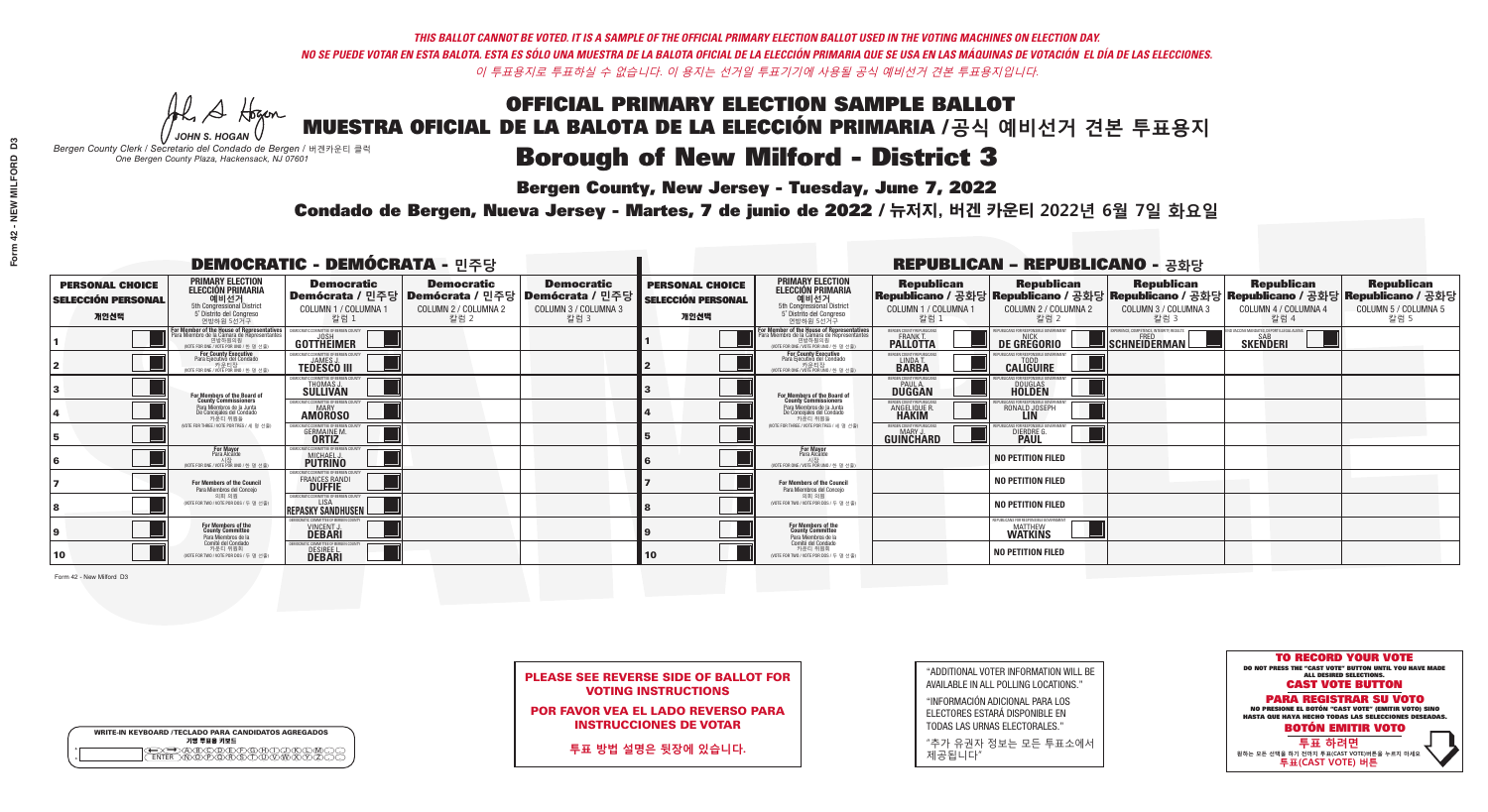*THIS BALLOT CANNOT BE VOTED. IT IS A SAMPLE OF THE OFFICIAL PRIMARY ELECTION BALLOT USED IN THE VOTING MACHINES ON ELECTION DAY.*
*NO SE PUEDE VOTAR EN ESTA BALOTA. ESTA ES SÓLO UNA MUESTRA DE LA BALOTA OFICIAL DE LA ELECCIÓN PRIMARIA QUE SE USA EN LAS MÁQUINAS DE VOTACIÓN EL DÍA DE LAS ELECCIONES.*
*이 투표용지로 투표하실 수 없습니다. 이 용지는 선거일 투표기기에 사용될 공식 예비선거 견본 투표용지입니다.*

JOHN S. HOGAN
Bergen County Clerk / Secretario del Condado de Bergen / 버겐카운티 클럭
One Bergen County Plaza, Hackensack, NJ 07601

# OFFICIAL PRIMARY ELECTION SAMPLE BALLOT
# MUESTRA OFICIAL DE LA BALOTA DE LA ELECCIÓN PRIMARIA /공식 예비선거 견본 투표용지

## Borough of New Milford - District 3

**Bergen County, New Jersey - Tuesday, June 7, 2022**

**Condado de Bergen, Nueva Jersey - Martes, 7 de junio de 2022 / 뉴저지, 버겐 카운티 2022년 6월 7일 화요일**

### DEMOCRATIC - DEMÓCRATA - 민주당

| PERSONAL CHOICE / SELECCIÓN PERSONAL / 개인선택 | PRIMARY ELECTION / ELECCIÓN PRIMARIA / 예비선거 | Democratic / Demócrata / 민주당 COLUMN 1 / COLUMNA 1 / 칼럼 1 | Democratic / Demócrata / 민주당 COLUMN 2 / COLUMNA 2 / 칼럼 2 | Democratic / Demócrata / 민주당 COLUMN 3 / COLUMNA 3 / 칼럼 3 |
|---|---|---|---|---|
| 1 | For Member of the House of Representatives / Para Miembro de la Cámara de Representantes / 연방하원의원 (5th Congressional District) (VOTE FOR ONE / VOTE POR UNO / 한 명 선출) | JOSH GOTTHEIMER | | |
| 2 | For County Executive / Para Ejecutivo del Condado / 카운티장 (VOTE FOR ONE / VOTE POR UNO / 한 명 선출) | JAMES J. TEDESCO III | | |
| 3 | For Members of the Board of County Commissioners / Para Miembros de la Junta De Concejales del Condado / 카운티 위원들 (VOTE FOR THREE / VOTE POR TRES / 세 명 선출) | THOMAS J. SULLIVAN | | |
| 4 | | MARY AMOROSO | | |
| 5 | | GERMAINE M. ORTIZ | | |
| 6 | For Mayor / Para Alcalde / 시장 (VOTE FOR ONE / VOTE POR UNO / 한 명 선출) | MICHAEL J. PUTRINO | | |
| 7 | For Members of the Council / Para Miembros del Concejo / 의회 의원 (VOTE FOR TWO / VOTE POR DOS / 두 명 선출) | FRANCES RANDI DUFFIE | | |
| 8 | | LISA REPASKY SANDHUSEN | | |
| 9 | For Members of the County Committee / Para Miembros de la Comité del Condado / 카운티 위원회 (VOTE FOR TWO / VOTE POR DOS / 두 명 선출) | VINCENT J. DEBARI | | |
| 10 | | DESIREE L. DEBARI | | |

### REPUBLICAN - REPUBLICANO - 공화당

| PERSONAL CHOICE / SELECCIÓN PERSONAL / 개인선택 | PRIMARY ELECTION / ELECCIÓN PRIMARIA / 예비선거 | Republican / Republicano / 공화당 COLUMN 1 / COLUMNA 1 / 칼럼 1 | Republican / Republicano / 공화당 COLUMN 2 / COLUMNA 2 / 칼럼 2 | Republican / Republicano / 공화당 COLUMN 3 / COLUMNA 3 / 칼럼 3 | Republican / Republicano / 공화당 COLUMN 4 / COLUMNA 4 / 칼럼 4 | Republican / Republicano / 공화당 COLUMN 5 / COLUMNA 5 / 칼럼 5 |
|---|---|---|---|---|---|---|
| 1 | For Member of the House of Representatives / Para Miembro de la Cámara de Representantes / 연방하원의원 (5th Congressional District) (VOTE FOR ONE / VOTE POR UNO / 한 명 선출) | FRANK T. PALLOTTA | NICK DE GREGORIO | FRED SCHNEIDERMAN | SAB SKENDERI | |
| 2 | For County Executive / Para Ejecutivo del Condado / 카운티장 (VOTE FOR ONE / VOTE POR UNO / 한 명 선출) | LINDA T. BARBA | TODD CALIGUIRE | | | |
| 3 | For Members of the Board of County Commissioners / Para Miembros de la Junta De Concejales del Condado / 카운티 위원들 (VOTE FOR THREE / VOTE POR TRES / 세 명 선출) | PAUL A. DUGGAN | DOUGLAS HOLDEN | | | |
| 4 | | ANGELIQUE R. HAKIM | RONALD JOSEPH LIN | | | |
| 5 | | MARY J. GUINCHARD | DIERDRE G. PAUL | | | |
| 6 | For Mayor / Para Alcalde / 시장 (VOTE FOR ONE / VOTE POR UNO / 한 명 선출) | | NO PETITION FILED | | | |
| 7 | For Members of the Council / Para Miembros del Concejo / 의회 의원 (VOTE FOR TWO / VOTE POR DOS / 두 명 선출) | | NO PETITION FILED | | | |
| 8 | | | NO PETITION FILED | | | |
| 9 | For Members of the County Committee / Para Miembros de la Comité del Condado / 카운티 위원회 (VOTE FOR TWO / VOTE POR DOS / 두 명 선출) | | MATTHEW WATKINS | | | |
| 10 | | | NO PETITION FILED | | | |

Form 42 - New Milford D3

**PLEASE SEE REVERSE SIDE OF BALLOT FOR VOTING INSTRUCTIONS**

**POR FAVOR VEA EL LADO REVERSO PARA INSTRUCCIONES DE VOTAR**

**투표 방법 설명은 뒷장에 있습니다.**

"ADDITIONAL VOTER INFORMATION WILL BE AVAILABLE IN ALL POLLING LOCATIONS."

"INFORMACIÓN ADICIONAL PARA LOS ELECTORES ESTARÁ DISPONIBLE EN TODAS LAS URNAS ELECTORALES."

"추가 유권자 정보는 모든 투표소에서 제공됩니다"

WRITE-IN KEYBOARD /TECLADO PARA CANDIDATOS AGREGADOS
기명 투표용 키보드

**TO RECORD YOUR VOTE**
DO NOT PRESS THE "CAST VOTE" BUTTON UNTIL YOU HAVE MADE ALL DESIRED SELECTIONS.
**CAST VOTE BUTTON**

**PARA REGISTRAR SU VOTO**
NO PRESIONE EL BOTÓN "CAST VOTE" (EMITIR VOTO) SINO HASTA QUE HAYA HECHO TODAS LAS SELECCIONES DESEADAS.
**BOTÓN EMITIR VOTO**

**투표 하려면**
원하는 후보 선택을 하기 전까지 투표(CAST VOTE)버튼을 누르지 마세요.
**투표(CAST VOTE) 버튼**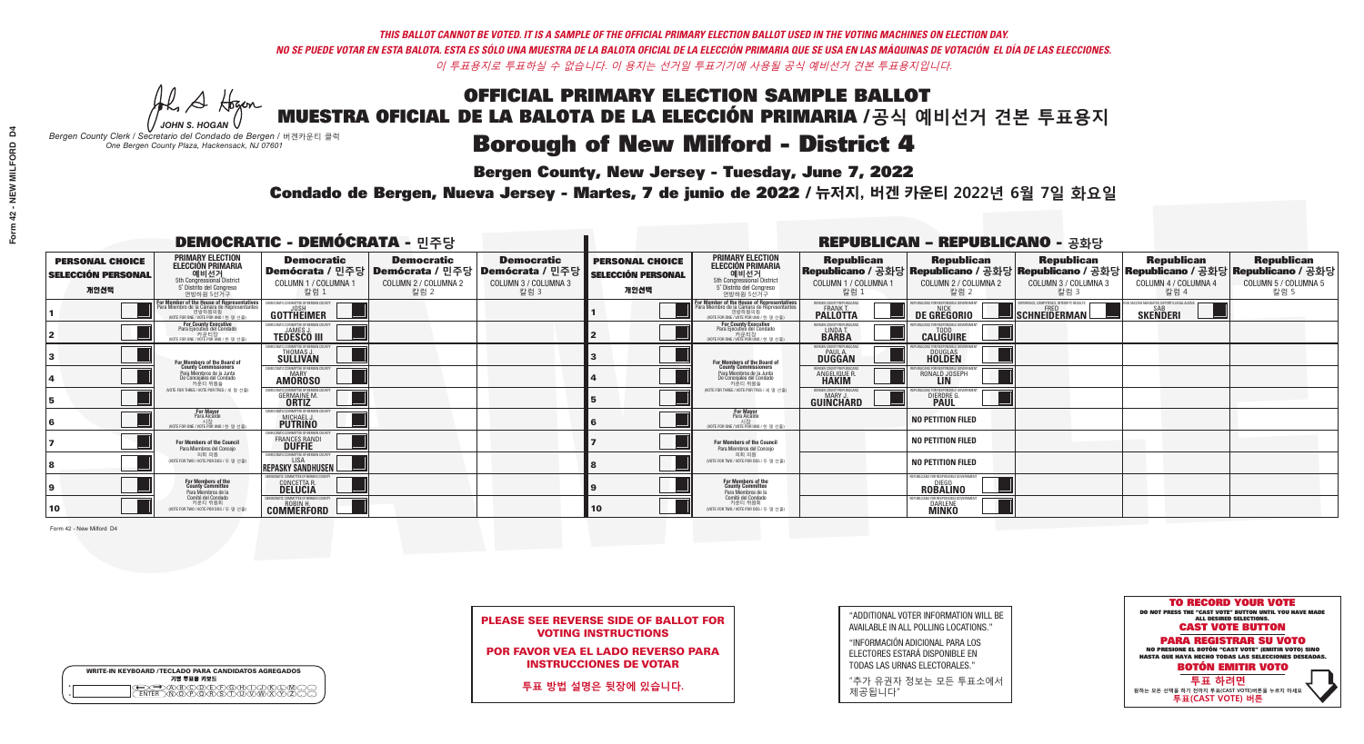*THIS BALLOT CANNOT BE VOTED. IT IS A SAMPLE OF THE OFFICIAL PRIMARY ELECTION BALLOT USED IN THE VOTING MACHINES ON ELECTION DAY.*
*NO SE PUEDE VOTAR EN ESTA BALOTA. ESTA ES SÓLO UNA MUESTRA DE LA BALOTA OFICIAL DE LA ELECCIÓN PRIMARIA QUE SE USA EN LAS MÁQUINAS DE VOTACIÓN EL DÍA DE LAS ELECCIONES.*
*이 투표용지로 투표하실 수 없습니다. 이 용지는 선거일 투표기기에 사용될 공식 예비선거 견본 투표용지입니다.*

JOHN S. HOGAN
*Bergen County Clerk / Secretario del Condado de Bergen / 버겐카운티 클럭*
*One Bergen County Plaza, Hackensack, NJ 07601*

# OFFICIAL PRIMARY ELECTION SAMPLE BALLOT
# MUESTRA OFICIAL DE LA BALOTA DE LA ELECCIÓN PRIMARIA /공식 예비선거 견본 투표용지
## Borough of New Milford - District 4

**Bergen County, New Jersey - Tuesday, June 7, 2022**

**Condado de Bergen, Nueva Jersey - Martes, 7 de junio de 2022 / 뉴저지, 버겐 카운티 2022년 6월 7일 화요일**

### DEMOCRATIC - DEMÓCRATA - 민주당

| | PRIMARY ELECTION / ELECCIÓN PRIMARIA / 예비선거 — 5th Congressional District / 5° Distrito del Congreso / 연방하원 5선거구 | Democratic / Demócrata / 민주당 — COLUMN 1 / COLUMNA 1 / 칼럼 1 | Democratic / Demócrata / 민주당 — COLUMN 2 / COLUMNA 2 / 칼럼 2 | Democratic / Demócrata / 민주당 — COLUMN 3 / COLUMNA 3 / 칼럼 3 |
|---|---|---|---|---|
| 1 | For Member of the House of Representatives / Para Miembro de la Cámara de Representantes / 연방하원의원 (VOTE FOR ONE / VOTE POR UNO / 한 명 선출) | JOSH GOTTHEIMER | | |
| 2 | For County Executive / Para Ejecutivo del Condado / 카운티장 (VOTE FOR ONE / VOTE POR UNO / 한 명 선출) | JAMES J. TEDESCO III | | |
| 3 | For Members of the Board of County Commissioners / Para Miembros de la Junta De Concejales del Condado / 카운티 위원들 (VOTE FOR THREE / VOTE POR TRES / 세 명 선출) | THOMAS J. SULLIVAN | | |
| 4 | | MARY AMOROSO | | |
| 5 | | GERMAINE M. ORTIZ | | |
| 6 | For Mayor / Para Alcalde / 시장 (VOTE FOR ONE / VOTE POR UNO / 한 명 선출) | MICHAEL J. PUTRINO | | |
| 7 | For Members of the Council / Para Miembros del Concejo / 의회 의원 (VOTE FOR TWO / VOTE POR DOS / 두 명 선출) | FRANCES RANDI DUFFIE | | |
| 8 | | LISA REPASKY SANDHUSEN | | |
| 9 | For Members of the County Committee / Para Miembros de la Comité del Condado / 카운티 위원회 (VOTE FOR TWO / VOTE POR DOS / 두 명 선출) | CONCETTA R. DELUCIA | | |
| 10 | | ROBIN H. COMMERFORD | | |

### REPUBLICAN - REPUBLICANO - 공화당

| | PRIMARY ELECTION / ELECCIÓN PRIMARIA / 예비선거 — 5th Congressional District / 5° Distrito del Congreso / 연방하원 5선거구 | Republican / Republicano / 공화당 — COLUMN 1 / COLUMNA 1 / 칼럼 1 | Republican / Republicano / 공화당 — COLUMN 2 / COLUMNA 2 / 칼럼 2 | Republican / Republicano / 공화당 — COLUMN 3 / COLUMNA 3 / 칼럼 3 | Republican / Republicano / 공화당 — COLUMN 4 / COLUMNA 4 / 칼럼 4 | Republican / Republicano / 공화당 — COLUMN 5 / COLUMNA 5 / 칼럼 5 |
|---|---|---|---|---|---|---|
| 1 | For Member of the House of Representatives / Para Miembro de la Cámara de Representantes / 연방하원의원 (VOTE FOR ONE / VOTE POR UNO / 한 명 선출) | FRANK T. PALLOTTA | NICK DE GREGORIO | FRED SCHNEIDERMAN | SAB SKENDERI | |
| 2 | For County Executive / Para Ejecutivo del Condado / 카운티장 (VOTE FOR ONE / VOTE POR UNO / 한 명 선출) | LINDA T. BARBA | TODD CALIGUIRE | | | |
| 3 | For Members of the Board of County Commissioners / Para Miembros de la Junta De Concejales del Condado / 카운티 위원들 (VOTE FOR THREE / VOTE POR TRES / 세 명 선출) | PAUL A. DUGGAN | DOUGLAS HOLDEN | | | |
| 4 | | ANGELIQUE R. HAKIM | RONALD JOSEPH LIN | | | |
| 5 | | MARY J. GUINCHARD | DIERDRE G. PAUL | | | |
| 6 | For Mayor / Para Alcalde / 시장 (VOTE FOR ONE / VOTE POR UNO / 한 명 선출) | | NO PETITION FILED | | | |
| 7 | For Members of the Council / Para Miembros del Concejo / 의회 의원 (VOTE FOR TWO / VOTE POR DOS / 두 명 선출) | | NO PETITION FILED | | | |
| 8 | | | NO PETITION FILED | | | |
| 9 | For Members of the County Committee / Para Miembros de la Comité del Condado / 카운티 위원회 (VOTE FOR TWO / VOTE POR DOS / 두 명 선출) | | DIEGO ROBALINO | | | |
| 10 | | | DARLENE MINKO | | | |

Form 42 - New Milford D4

**PLEASE SEE REVERSE SIDE OF BALLOT FOR VOTING INSTRUCTIONS**

**POR FAVOR VEA EL LADO REVERSO PARA INSTRUCCIONES DE VOTAR**

**투표 방법 설명은 뒷장에 있습니다.**

"ADDITIONAL VOTER INFORMATION WILL BE AVAILABLE IN ALL POLLING LOCATIONS."

"INFORMACIÓN ADICIONAL PARA LOS ELECTORES ESTARÁ DISPONIBLE EN TODAS LAS URNAS ELECTORALES."

"추가 유권자 정보는 모든 투표소에서 제공됩니다"

**TO RECORD YOUR VOTE**
DO NOT PRESS THE "CAST VOTE" BUTTON UNTIL YOU HAVE MADE ALL DESIRED SELECTIONS.
**CAST VOTE BUTTON**

**PARA REGISTRAR SU VOTO**
NO PRESIONE EL BOTÓN "CAST VOTE" (EMITIR VOTO) SINO HASTA QUE HAYA HECHO TODAS LAS SELECCIONES DESEADAS.
**BOTÓN EMITIR VOTO**

**투표 하려면**
원하는 모든 선택을 하기 전까지 투표(CAST VOTE)버튼을 누르지 마세요
**투표(CAST VOTE) 버튼**

WRITE-IN KEYBOARD /TECLADO PARA CANDIDATOS AGREGADOS
기명 투표용 키보드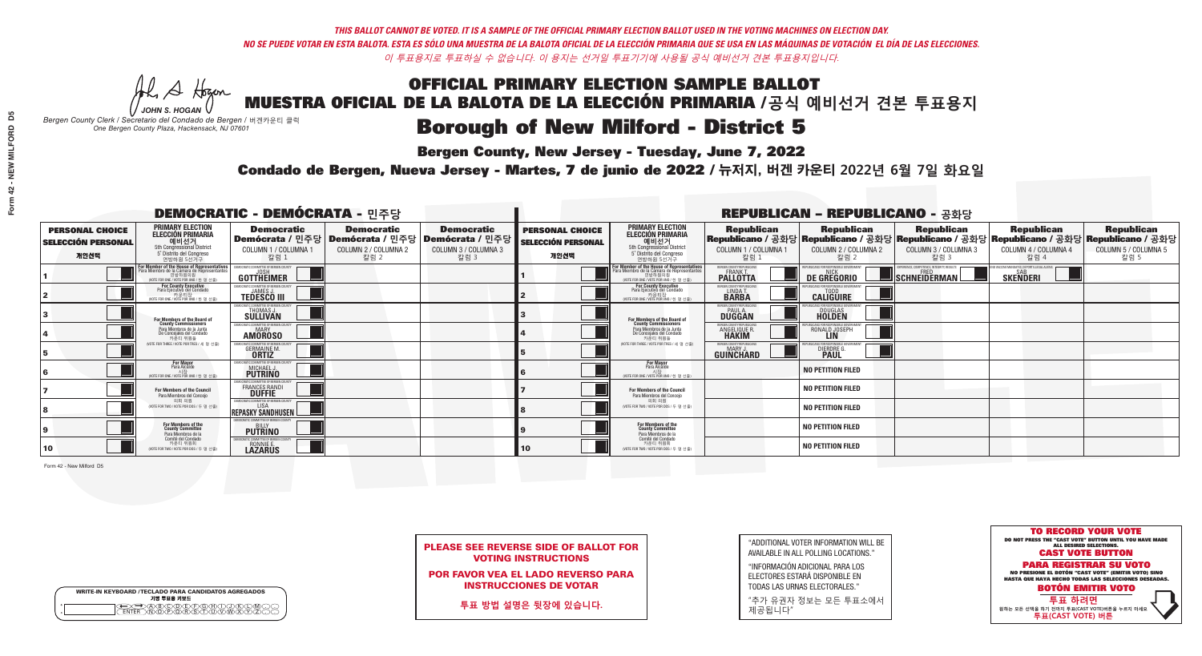*THIS BALLOT CANNOT BE VOTED. IT IS A SAMPLE OF THE OFFICIAL PRIMARY ELECTION BALLOT USED IN THE VOTING MACHINES ON ELECTION DAY.*
*NO SE PUEDE VOTAR EN ESTA BALOTA. ESTA ES SÓLO UNA MUESTRA DE LA BALOTA OFICIAL DE LA ELECCIÓN PRIMARIA QUE SE USA EN LAS MÁQUINAS DE VOTACIÓN EL DÍA DE LAS ELECCIONES.*
*이 투표용지로 투표하실 수 없습니다. 이 용지는 선거일 투표기기에 사용될 공식 예비선거 견본 투표용지입니다.*

JOHN S. HOGAN
*Bergen County Clerk / Secretario del Condado de Bergen / 버겐카운티 클럭*
*One Bergen County Plaza, Hackensack, NJ 07601*

# OFFICIAL PRIMARY ELECTION SAMPLE BALLOT
# MUESTRA OFICIAL DE LA BALOTA DE LA ELECCIÓN PRIMARIA / 공식 예비선거 견본 투표용지
# Borough of New Milford - District 5

**Bergen County, New Jersey - Tuesday, June 7, 2022**
**Condado de Bergen, Nueva Jersey - Martes, 7 de junio de 2022 / 뉴저지, 버겐 카운티 2022년 6월 7일 화요일**

## DEMOCRATIC - DEMÓCRATA - 민주당

| PERSONAL CHOICE / SELECCIÓN PERSONAL / 개인선택 | PRIMARY ELECTION / ELECCIÓN PRIMARIA / 예비선거 | Democratic / Demócrata / 민주당 COLUMN 1 / COLUMNA 1 / 칼럼 1 | Democratic / Demócrata / 민주당 COLUMN 2 / COLUMNA 2 / 칼럼 2 | Democratic / Demócrata / 민주당 COLUMN 3 / COLUMNA 3 / 칼럼 3 |
|---|---|---|---|---|
| 1 | For Member of the House of Representatives / Para Miembro de la Cámara de Representantes / 연방하원의원 (5th Congressional District) (VOTE FOR ONE / VOTE POR UNO / 한 명 선출) | JOSH GOTTHEIMER | | |
| 2 | For County Executive / Para Ejecutivo del Condado / 카운티장 (VOTE FOR ONE / VOTE POR UNO / 한 명 선출) | JAMES J. TEDESCO III | | |
| 3 | For Members of the Board of County Commissioners / Para Miembros de la Junta De Concejales del Condado / 카운티 위원들 (VOTE FOR THREE / VOTE POR TRES / 세 명 선출) | THOMAS J. SULLIVAN | | |
| 4 | | MARY AMOROSO | | |
| 5 | | GERMAINE M. ORTIZ | | |
| 6 | For Mayor / Para Alcalde / 시장 (VOTE FOR ONE / VOTE POR UNO / 한 명 선출) | MICHAEL J. PUTRINO | | |
| 7 | For Members of the Council / Para Miembros del Concejo / 의회 의원 (VOTE FOR TWO / VOTE POR DOS / 두 명 선출) | FRANCES RANDI DUFFIE | | |
| 8 | | LISA REPASKY SANDHUSEN | | |
| 9 | For Members of the County Committee / Para Miembros de la Comité del Condado / 카운티 위원회 (VOTE FOR TWO / VOTE POR DOS / 두 명 선출) | BILLY PUTRINO | | |
| 10 | | RONNIE E. LAZARUS | | |

## REPUBLICAN - REPUBLICANO - 공화당

| PERSONAL CHOICE / SELECCIÓN PERSONAL / 개인선택 | PRIMARY ELECTION / ELECCIÓN PRIMARIA / 예비선거 | Republican / Republicano / 공화당 COLUMN 1 / COLUMNA 1 / 칼럼 1 | Republican / Republicano / 공화당 COLUMN 2 / COLUMNA 2 / 칼럼 2 | Republican / Republicano / 공화당 COLUMN 3 / COLUMNA 3 / 칼럼 3 | Republican / Republicano / 공화당 COLUMN 4 / COLUMNA 4 / 칼럼 4 | Republican / Republicano / 공화당 COLUMN 5 / COLUMNA 5 / 칼럼 5 |
|---|---|---|---|---|---|---|
| 1 | For Member of the House of Representatives / Para Miembro de la Cámara de Representantes / 연방하원의원 (5th Congressional District) (VOTE FOR ONE / VOTE POR UNO / 한 명 선출) | FRANK T. PALLOTTA | NICK DE GREGORIO | FRED SCHNEIDERMAN | SAB SKENDERI | |
| 2 | For County Executive / Para Ejecutivo del Condado / 카운티장 (VOTE FOR ONE / VOTE POR UNO / 한 명 선출) | LINDA T. BARBA | TODD CALIGUIRE | | | |
| 3 | For Members of the Board of County Commissioners / Para Miembros de la Junta De Concejales del Condado / 카운티 위원들 (VOTE FOR THREE / VOTE POR TRES / 세 명 선출) | PAUL A. DUGGAN | DOUGLAS HOLDEN | | | |
| 4 | | ANGELIQUE R. HAKIM | RONALD JOSEPH LIN | | | |
| 5 | | MARY J. GUINCHARD | DIERDRE G. PAUL | | | |
| 6 | For Mayor / Para Alcalde / 시장 (VOTE FOR ONE / VOTE POR UNO / 한 명 선출) | | NO PETITION FILED | | | |
| 7 | For Members of the Council / Para Miembros del Concejo / 의회 의원 (VOTE FOR TWO / VOTE POR DOS / 두 명 선출) | | NO PETITION FILED | | | |
| 8 | | | NO PETITION FILED | | | |
| 9 | For Members of the County Committee / Para Miembros de la Comité del Condado / 카운티 위원회 (VOTE FOR TWO / VOTE POR DOS / 두 명 선출) | | NO PETITION FILED | | | |
| 10 | | | NO PETITION FILED | | | |

Form 42 - New Milford D5

**PLEASE SEE REVERSE SIDE OF BALLOT FOR VOTING INSTRUCTIONS**
**POR FAVOR VEA EL LADO REVERSO PARA INSTRUCCIONES DE VOTAR**
**투표 방법 설명은 뒷장에 있습니다.**

"ADDITIONAL VOTER INFORMATION WILL BE AVAILABLE IN ALL POLLING LOCATIONS."
"INFORMACIÓN ADICIONAL PARA LOS ELECTORES ESTARÁ DISPONIBLE EN TODAS LAS URNAS ELECTORALES."
"추가 유권자 정보는 모든 투표소에서 제공됩니다"

**TO RECORD YOUR VOTE**
DO NOT PRESS THE "CAST VOTE" BUTTON UNTIL YOU HAVE MADE ALL DESIRED SELECTIONS.
**CAST VOTE BUTTON**
**PARA REGISTRAR SU VOTO**
NO PRESIONE EL BOTÓN "CAST VOTE" (EMITIR VOTO) SINO HASTA QUE HAYA HECHO TODAS LAS SELECCIONES DESEADAS.
**BOTÓN EMITIR VOTO**
**투표 하려면**
원하는 모든 선택을 하기 전까지 투표(CAST VOTE)버튼을 누르지 마세요.
**투표(CAST VOTE) 버튼**

WRITE-IN KEYBOARD /TECLADO PARA CANDIDATOS AGREGADOS
기명 투표용 키보드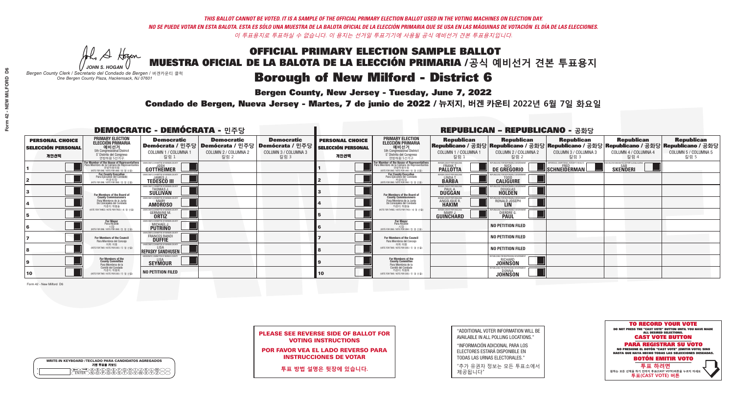THIS BALLOT CANNOT BE VOTED. IT IS A SAMPLE OF THE OFFICIAL PRIMARY ELECTION BALLOT USED IN THE VOTING MACHINES ON ELECTION DAY.

NO SE PUEDE VOTAR EN ESTA BALOTA. ESTA ES SÓLO UNA MUESTRA DE LA BALOTA OFICIAL DE LA ELECCIÓN PRIMARIA QUE SE USA EN LAS MÁQUINAS DE VOTACIÓN EL DÍA DE LAS ELECCIONES.

이 투표용지로 투표하실 수 없습니다. 이 용지는 선거일 투표기기에 사용될 공식 예비선거 견본 투표용지입니다.

JOHN S. HOGAN
Bergen County Clerk / Secretario del Condado de Bergen / 버겐카운티 클럭
One Bergen County Plaza, Hackensack, NJ 07601

# OFFICIAL PRIMARY ELECTION SAMPLE BALLOT
# MUESTRA OFICIAL DE LA BALOTA DE LA ELECCIÓN PRIMARIA /공식 예비선거 견본 투표용지
# Borough of New Milford - District 6

**Bergen County, New Jersey - Tuesday, June 7, 2022**

**Condado de Bergen, Nueva Jersey - Martes, 7 de junio de 2022 / 뉴저지, 버겐 카운티 2022년 6월 7일 화요일**

## DEMOCRATIC - DEMÓCRATA - 민주당

| PERSONAL CHOICE / SELECCIÓN PERSONAL / 개인선택 | PRIMARY ELECTION / ELECCIÓN PRIMARIA / 예비선거 | Democratic / Demócrata / 민주당 COLUMN 1 / COLUMNA 1 / 칼럼 1 | Democratic / Demócrata / 민주당 COLUMN 2 / COLUMNA 2 / 칼럼 2 | Democratic / Demócrata / 민주당 COLUMN 3 / COLUMNA 3 / 칼럼 3 |
|---|---|---|---|---|
| 1 | For Member of the House of Representatives / Para Miembro de la Cámara de Representantes / 연방하원의원 (5th Congressional District) (VOTE FOR ONE / VOTE POR UNO / 한 명 선출) | JOSH GOTTHEIMER | | |
| 2 | For County Executive / Para Ejecutivo del Condado / 카운티장 (VOTE FOR ONE / VOTE POR UNO / 한 명 선출) | JAMES J. TEDESCO III | | |
| 3 | For Members of the Board of County Commissioners / Para Miembros de la Junta De Concejales del Condado / 카운티 위원들 (VOTE FOR THREE / VOTE POR TRES / 세 명 선출) | THOMAS J. SULLIVAN | | |
| 4 | | MARY AMOROSO | | |
| 5 | | GERMAINE M. ORTIZ | | |
| 6 | For Mayor / Para Alcalde / 시장 (VOTE FOR ONE / VOTE POR UNO / 한 명 선출) | MICHAEL J. PUTRINO | | |
| 7 | For Members of the Council / Para Miembros del Concejo / 의회 의원 (VOTE FOR TWO / VOTE POR DOS / 두 명 선출) | FRANCES RANDI DUFFIE | | |
| 8 | | LISA REPASKY SANDHUSEN | | |
| 9 | For Members of the County Committee / Para Miembros de la Comité del Condado / 카운티 위원회 (VOTE FOR TWO / VOTE POR DOS / 두 명 선출) | LISA SEYMOUR | | |
| 10 | | NO PETITION FILED | | |

## REPUBLICAN - REPUBLICANO - 공화당

| PERSONAL CHOICE / SELECCIÓN PERSONAL / 개인선택 | PRIMARY ELECTION / ELECCIÓN PRIMARIA / 예비선거 | Republican / Republicano / 공화당 COLUMN 1 / COLUMNA 1 / 칼럼 1 | Republican / Republicano / 공화당 COLUMN 2 / COLUMNA 2 / 칼럼 2 | Republican / Republicano / 공화당 COLUMN 3 / COLUMNA 3 / 칼럼 3 | Republican / Republicano / 공화당 COLUMN 4 / COLUMNA 4 / 칼럼 4 | Republican / Republicano / 공화당 COLUMN 5 / COLUMNA 5 / 칼럼 5 |
|---|---|---|---|---|---|---|
| 1 | For Member of the House of Representatives / Para Miembro de la Cámara de Representantes / 연방하원의원 (5th Congressional District) (VOTE FOR ONE / VOTE POR UNO / 한 명 선출) | FRANK T. PALLOTTA | NICK DE GREGORIO | FRED SCHNEIDERMAN | SAB SKENDERI | |
| 2 | For County Executive / Para Ejecutivo del Condado / 카운티장 (VOTE FOR ONE / VOTE POR UNO / 한 명 선출) | LINDA T. BARBA | TODD CALIGUIRE | | | |
| 3 | For Members of the Board of County Commissioners / Para Miembros de la Junta De Concejales del Condado / 카운티 위원들 (VOTE FOR THREE / VOTE POR TRES / 세 명 선출) | PAUL A. DUGGAN | DOUGLAS HOLDEN | | | |
| 4 | | ANGELIQUE R. HAKIM | RONALD JOSEPH LIN | | | |
| 5 | | MARY J. GUINCHARD | DIERDRE G. PAUL | | | |
| 6 | For Mayor / Para Alcalde / 시장 (VOTE FOR ONE / VOTE POR UNO / 한 명 선출) | | NO PETITION FILED | | | |
| 7 | For Members of the Council / Para Miembros del Concejo / 의회 의원 (VOTE FOR TWO / VOTE POR DOS / 두 명 선출) | | NO PETITION FILED | | | |
| 8 | | | NO PETITION FILED | | | |
| 9 | For Members of the County Committee / Para Miembros de la Comité del Condado / 카운티 위원회 (VOTE FOR TWO / VOTE POR DOS / 두 명 선출) | | RICHARD JOHNSON | | | |
| 10 | | | DONNA JOHNSON | | | |

Form 42 - New Milford D6

**PLEASE SEE REVERSE SIDE OF BALLOT FOR VOTING INSTRUCTIONS**

**POR FAVOR VEA EL LADO REVERSO PARA INSTRUCCIONES DE VOTAR**

**투표 방법 설명은 뒷장에 있습니다.**

"ADDITIONAL VOTER INFORMATION WILL BE AVAILABLE IN ALL POLLING LOCATIONS."

"INFORMACIÓN ADICIONAL PARA LOS ELECTORES ESTARÁ DISPONIBLE EN TODAS LAS URNAS ELECTORALES."

"추가 유권자 정보는 모든 투표소에서 제공됩니다"

WRITE-IN KEYBOARD /TECLADO PARA CANDIDATOS AGREGADOS
기명 투표용 키보드

**TO RECORD YOUR VOTE**
DO NOT PRESS THE "CAST VOTE" BUTTON UNTIL YOU HAVE MADE ALL DESIRED SELECTIONS.
**CAST VOTE BUTTON**

**PARA REGISTRAR SU VOTO**
NO PRESIONE EL BOTÓN "CAST VOTE" (EMITIR VOTO) SINO HASTA QUE HAYA HECHO TODAS LAS SELECCIONES DESEADAS.
**BOTÓN EMITIR VOTO**

**투표 하려면**
원하는 모든 선택을 하기 전까지 투표(CAST VOTE)버튼을 누르지 마세요
**투표(CAST VOTE) 버튼**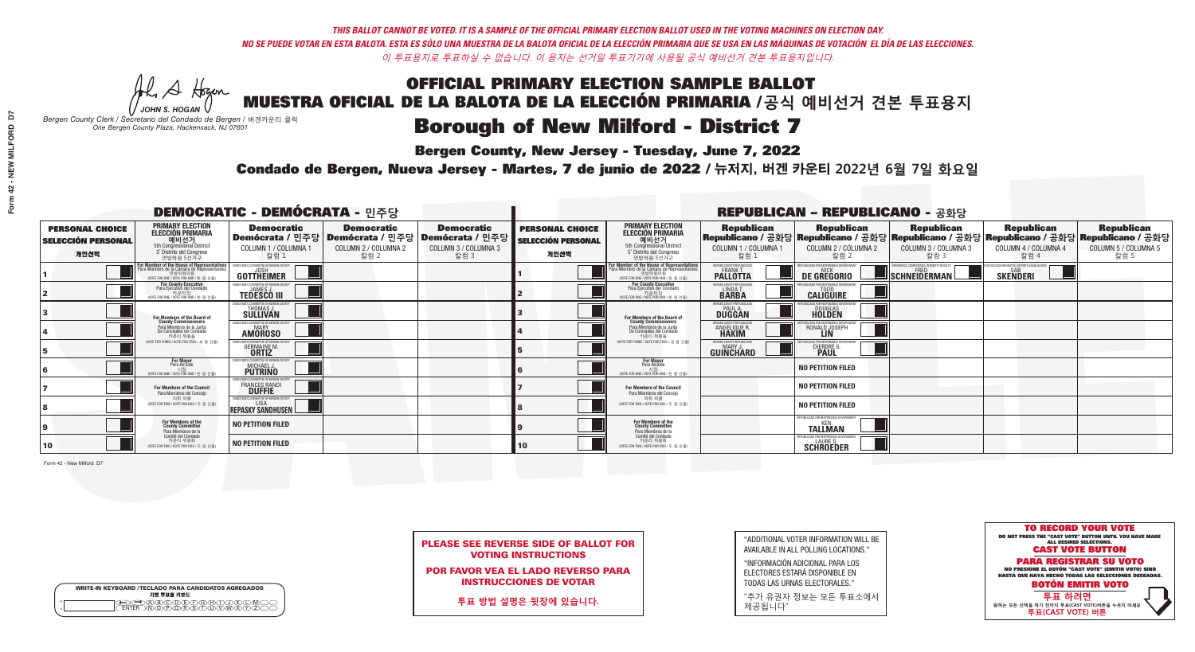*THIS BALLOT CANNOT BE VOTED. IT IS A SAMPLE OF THE OFFICIAL PRIMARY ELECTION BALLOT USED IN THE VOTING MACHINES ON ELECTION DAY.*
*NO SE PUEDE VOTAR EN ESTA BALOTA. ESTA ES SÓLO UNA MUESTRA DE LA BALOTA OFICIAL DE LA ELECCIÓN PRIMARIA QUE SE USA EN LAS MÁQUINAS DE VOTACIÓN EL DÍA DE LAS ELECCIONES.*
*이 투표용지로 투표하실 수 없습니다. 이 용지는 선거일 투표기기에 사용될 공식 예비선거 견본 투표용지입니다.*

JOHN S. HOGAN
*Bergen County Clerk / Secretario del Condado de Bergen /* 버겐카운티 클럭
*One Bergen County Plaza, Hackensack, NJ 07601*

# OFFICIAL PRIMARY ELECTION SAMPLE BALLOT
# MUESTRA OFICIAL DE LA BALOTA DE LA ELECCIÓN PRIMARIA /공식 예비선거 견본 투표용지
## Borough of New Milford - District 7

**Bergen County, New Jersey - Tuesday, June 7, 2022**

**Condado de Bergen, Nueva Jersey - Martes, 7 de junio de 2022 / 뉴저지, 버겐 카운티 2022년 6월 7일 화요일**

### DEMOCRATIC - DEMÓCRATA - 민주당

| PERSONAL CHOICE / SELECCIÓN PERSONAL / 개인선택 | PRIMARY ELECTION / ELECCIÓN PRIMARIA / 예비선거 | Democratic / Demócrata / 민주당 COLUMN 1 / COLUMNA 1 / 칼럼 1 | Democratic / Demócrata / 민주당 COLUMN 2 / COLUMNA 2 / 칼럼 2 | Democratic / Demócrata / 민주당 COLUMN 3 / COLUMNA 3 / 칼럼 3 |
|---|---|---|---|---|
| 1 | For Member of the House of Representatives / Para Miembro de la Cámara de Representantes / 연방하원의원 (VOTE FOR ONE / VOTE POR UNO / 한 명 선출) | JOSH GOTTHEIMER | | |
| 2 | For County Executive / Para Ejecutivo del Condado / 카운티장 (VOTE FOR ONE / VOTE POR UNO / 한 명 선출) | JAMES J. TEDESCO III | | |
| 3 | For Members of the Board of County Commissioners / Para Miembros de la Junta De Concejales del Condado / 카운티 위원들 (VOTE FOR THREE / VOTE POR TRES / 세 명 선출) | THOMAS J. SULLIVAN | | |
| 4 | | MARY AMOROSO | | |
| 5 | | GERMAINE M. ORTIZ | | |
| 6 | For Mayor / Para Alcalde / 시장 (VOTE FOR ONE / VOTE POR UNO / 한 명 선출) | MICHAEL J. PUTRINO | | |
| 7 | For Members of the Council / Para Miembros del Concejo / 의회 의원 (VOTE FOR TWO / VOTE POR DOS / 두 명 선출) | FRANCES RANDI DUFFIE | | |
| 8 | | LISA REPASKY SANDHUSEN | | |
| 9 | For Members of the County Committee / Para Miembros de la Comité del Condado / 카운티 위원회 (VOTE FOR TWO / VOTE POR DOS / 두 명 선출) | NO PETITION FILED | | |
| 10 | | NO PETITION FILED | | |

### REPUBLICAN - REPUBLICANO - 공화당

| PERSONAL CHOICE / SELECCIÓN PERSONAL / 개인선택 | PRIMARY ELECTION / ELECCIÓN PRIMARIA / 예비선거 | Republican / Republicano / 공화당 COLUMN 1 / COLUMNA 1 / 칼럼 1 | Republican / Republicano / 공화당 COLUMN 2 / COLUMNA 2 / 칼럼 2 | Republican / Republicano / 공화당 COLUMN 3 / COLUMNA 3 / 칼럼 3 | Republican / Republicano / 공화당 COLUMN 4 / COLUMNA 4 / 칼럼 4 | Republican / Republicano / 공화당 COLUMN 5 / COLUMNA 5 / 칼럼 5 |
|---|---|---|---|---|---|---|
| 1 | For Member of the House of Representatives / Para Miembro de la Cámara de Representantes / 연방하원의원 (VOTE FOR ONE / VOTE POR UNO / 한 명 선출) | FRANK T. PALLOTTA | NICK DE GREGORIO | FRED SCHNEIDERMAN | SAB SKENDERI | |
| 2 | For County Executive / Para Ejecutivo del Condado / 카운티장 (VOTE FOR ONE / VOTE POR UNO / 한 명 선출) | LINDA T. BARBA | TODD CALIGUIRE | | | |
| 3 | For Members of the Board of County Commissioners / Para Miembros de la Junta De Concejales del Condado / 카운티 위원들 (VOTE FOR THREE / VOTE POR TRES / 세 명 선출) | PAUL A. DUGGAN | DOUGLAS HOLDEN | | | |
| 4 | | ANGELIQUE R. HAKIM | RONALD JOSEPH LIN | | | |
| 5 | | MARY J. GUINCHARD | DIERDRE G. PAUL | | | |
| 6 | For Mayor / Para Alcalde / 시장 (VOTE FOR ONE / VOTE POR UNO / 한 명 선출) | | NO PETITION FILED | | | |
| 7 | For Members of the Council / Para Miembros del Concejo / 의회 의원 (VOTE FOR TWO / VOTE POR DOS / 두 명 선출) | | NO PETITION FILED | | | |
| 8 | | | NO PETITION FILED | | | |
| 9 | For Members of the County Committee / Para Miembros de la Comité del Condado / 카운티 위원회 (VOTE FOR TWO / VOTE POR DOS / 두 명 선출) | | KEN TALLMAN | | | |
| 10 | | | LAURE D. SCHROEDER | | | |

Form 42 - New Milford D7

**PLEASE SEE REVERSE SIDE OF BALLOT FOR VOTING INSTRUCTIONS**

**POR FAVOR VEA EL LADO REVERSO PARA INSTRUCCIONES DE VOTAR**

**투표 방법 설명은 뒷장에 있습니다.**

"ADDITIONAL VOTER INFORMATION WILL BE AVAILABLE IN ALL POLLING LOCATIONS."

"INFORMACIÓN ADICIONAL PARA LOS ELECTORES ESTARÁ DISPONIBLE EN TODAS LAS URNAS ELECTORALES."

"추가 유권자 정보는 모든 투표소에서 제공됩니다"

**TO RECORD YOUR VOTE**
DO NOT PRESS THE "CAST VOTE" BUTTON UNTIL YOU HAVE MADE ALL DESIRED SELECTIONS.
**CAST VOTE BUTTON**

**PARA REGISTRAR SU VOTO**
NO PRESIONE EL BOTÓN "CAST VOTE" (EMITIR VOTO) SINO HASTA QUE HAYA HECHO TODAS LAS SELECCIONES DESEADAS.
**BOTÓN EMITIR VOTO**

**투표 하려면**
원하는 모든 선택을 하기 전까지 투표(CAST VOTE)버튼을 누르지 마세요
**투표(CAST VOTE) 버튼**

WRITE-IN KEYBOARD /TECLADO PARA CANDIDATOS AGREGADOS
기명 투표용 키보드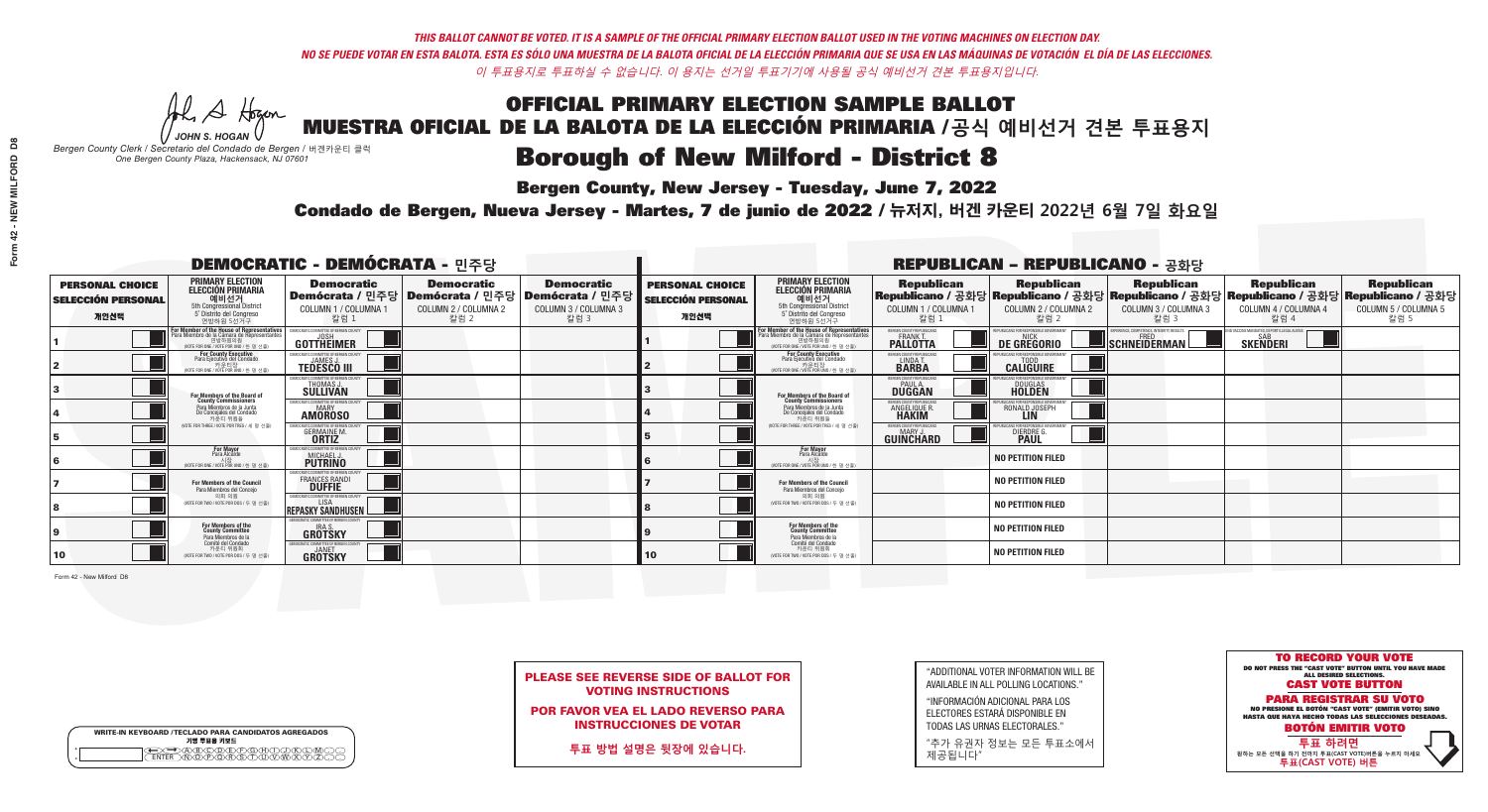THIS BALLOT CANNOT BE VOTED. IT IS A SAMPLE OF THE OFFICIAL PRIMARY ELECTION BALLOT USED IN THE VOTING MACHINES ON ELECTION DAY.
NO SE PUEDE VOTAR EN ESTA BALOTA. ESTA ES SÓLO UNA MUESTRA DE LA BALOTA OFICIAL DE LA ELECCIÓN PRIMARIA QUE SE USA EN LAS MÁQUINAS DE VOTACIÓN EL DÍA DE LAS ELECCIONES.
이 투표용지로 투표하실 수 없습니다. 이 용지는 선거일 투표기기에 사용될 공식 예비선거 견본 투표용지입니다.

JOHN S. HOGAN
Bergen County Clerk / Secretario del Condado de Bergen / 버겐카운티 클럭
One Bergen County Plaza, Hackensack, NJ 07601

# OFFICIAL PRIMARY ELECTION SAMPLE BALLOT
# MUESTRA OFICIAL DE LA BALOTA DE LA ELECCIÓN PRIMARIA /공식 예비선거 견본 투표용지
# Borough of New Milford - District 8

**Bergen County, New Jersey - Tuesday, June 7, 2022**

**Condado de Bergen, Nueva Jersey - Martes, 7 de junio de 2022 / 뉴저지, 버겐 카운티 2022년 6월 7일 화요일**

## DEMOCRATIC - DEMÓCRATA - 민주당

| PERSONAL CHOICE / SELECCIÓN PERSONAL / 개인선택 | PRIMARY ELECTION / ELECCIÓN PRIMARIA / 예비선거 | Democratic / Demócrata / 민주당 COLUMN 1 / COLUMNA 1 / 칼럼 1 | Democratic / Demócrata / 민주당 COLUMN 2 / COLUMNA 2 / 칼럼 2 | Democratic / Demócrata / 민주당 COLUMN 3 / COLUMNA 3 / 칼럼 3 |
|---|---|---|---|---|
| 1 | For Member of the House of Representatives / Para Miembro de la Cámara de Representantes / 연방하원의원 (5th Congressional District) (VOTE FOR ONE / VOTE POR UNO / 한 명 선출) | JOSH GOTTHEIMER | | |
| 2 | For County Executive / Para Ejecutivo del Condado / 카운티장 (VOTE FOR ONE / VOTE POR UNO / 한 명 선출) | JAMES J. TEDESCO III | | |
| 3 | For Members of the Board of County Commissioners / Para Miembros de la Junta De Concejales del Condado / 카운티 위원들 (VOTE FOR THREE / VOTE POR TRES / 세 명 선출) | THOMAS J. SULLIVAN | | |
| 4 | | MARY AMOROSO | | |
| 5 | | GERMAINE M. ORTIZ | | |
| 6 | For Mayor / Para Alcalde / 시장 (VOTE FOR ONE / VOTE POR UNO / 한 명 선출) | MICHAEL J. PUTRINO | | |
| 7 | For Members of the Council / Para Miembros del Concejo / 의회 의원 (VOTE FOR TWO / VOTE POR DOS / 두 명 선출) | FRANCES RANDI DUFFIE | | |
| 8 | | LISA REPASKY SANDHUSEN | | |
| 9 | For Members of the County Committee / Para Miembros de la Comité del Condado / 카운티 위원회 (VOTE FOR TWO / VOTE POR DOS / 두 명 선출) | IRA S. GROTSKY | | |
| 10 | | JANET GROTSKY | | |

## REPUBLICAN - REPUBLICANO - 공화당

| PERSONAL CHOICE / SELECCIÓN PERSONAL / 개인선택 | PRIMARY ELECTION / ELECCIÓN PRIMARIA / 예비선거 | Republican / Republicano / 공화당 COLUMN 1 / COLUMNA 1 / 칼럼 1 | Republican / Republicano / 공화당 COLUMN 2 / COLUMNA 2 / 칼럼 2 | Republican / Republicano / 공화당 COLUMN 3 / COLUMNA 3 / 칼럼 3 | Republican / Republicano / 공화당 COLUMN 4 / COLUMNA 4 / 칼럼 4 | Republican / Republicano / 공화당 COLUMN 5 / COLUMNA 5 / 칼럼 5 |
|---|---|---|---|---|---|---|
| 1 | For Member of the House of Representatives / Para Miembro de la Cámara de Representantes / 연방하원의원 (5th Congressional District) (VOTE FOR ONE / VOTE POR UNO / 한 명 선출) | FRANK T. PALLOTTA | NICK DE GREGORIO | FRED SCHNEIDERMAN | SAB SKENDERI | |
| 2 | For County Executive / Para Ejecutivo del Condado / 카운티장 (VOTE FOR ONE / VOTE POR UNO / 한 명 선출) | LINDA T. BARBA | TODD CALIGUIRE | | | |
| 3 | For Members of the Board of County Commissioners / Para Miembros de la Junta De Concejales del Condado / 카운티 위원들 (VOTE FOR THREE / VOTE POR TRES / 세 명 선출) | PAUL A. DUGGAN | DOUGLAS HOLDEN | | | |
| 4 | | ANGELIQUE R. HAKIM | RONALD JOSEPH LIN | | | |
| 5 | | MARY J. GUINCHARD | DIERDRE G. PAUL | | | |
| 6 | For Mayor / Para Alcalde / 시장 (VOTE FOR ONE / VOTE POR UNO / 한 명 선출) | | NO PETITION FILED | | | |
| 7 | For Members of the Council / Para Miembros del Concejo / 의회 의원 (VOTE FOR TWO / VOTE POR DOS / 두 명 선출) | | NO PETITION FILED | | | |
| 8 | | | NO PETITION FILED | | | |
| 9 | For Members of the County Committee / Para Miembros de la Comité del Condado / 카운티 위원회 (VOTE FOR TWO / VOTE POR DOS / 두 명 선출) | | NO PETITION FILED | | | |
| 10 | | | NO PETITION FILED | | | |

Form 42 - New Milford D8

**PLEASE SEE REVERSE SIDE OF BALLOT FOR VOTING INSTRUCTIONS**

**POR FAVOR VEA EL LADO REVERSO PARA INSTRUCCIONES DE VOTAR**

**투표 방법 설명은 뒷장에 있습니다.**

"ADDITIONAL VOTER INFORMATION WILL BE AVAILABLE IN ALL POLLING LOCATIONS."

"INFORMACIÓN ADICIONAL PARA LOS ELECTORES ESTARÁ DISPONIBLE EN TODAS LAS URNAS ELECTORALES."

"추가 유권자 정보는 모든 투표소에서 제공됩니다"

WRITE-IN KEYBOARD /TECLADO PARA CANDIDATOS AGREGADOS
기명 투표용 키보드

**TO RECORD YOUR VOTE**
DO NOT PRESS THE "CAST VOTE" BUTTON UNTIL YOU HAVE MADE ALL DESIRED SELECTIONS.
**CAST VOTE BUTTON**

**PARA REGISTRAR SU VOTO**
NO PRESIONE EL BOTÓN "CAST VOTE" (EMITIR VOTO) SINO HASTA QUE HAYA HECHO TODAS LAS SELECCIONES DESEADAS.
**BOTÓN EMITIR VOTO**

**투표 하려면**
원하는 모든 선택을 하기 전까지 투표(CAST VOTE)버튼을 누르지 마세요
**투표(CAST VOTE) 버튼**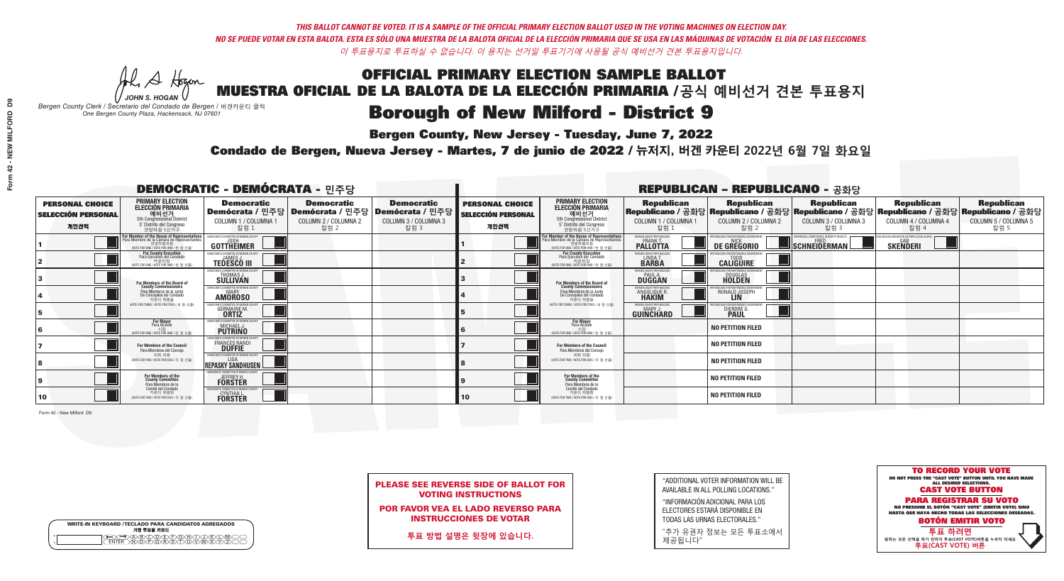*THIS BALLOT CANNOT BE VOTED. IT IS A SAMPLE OF THE OFFICIAL PRIMARY ELECTION BALLOT USED IN THE VOTING MACHINES ON ELECTION DAY.*
*NO SE PUEDE VOTAR EN ESTA BALOTA. ESTA ES SÓLO UNA MUESTRA DE LA BALOTA OFICIAL DE LA ELECCIÓN PRIMARIA QUE SE USA EN LAS MÁQUINAS DE VOTACIÓN EL DÍA DE LAS ELECCIONES.*
*이 투표용지로 투표하실 수 없습니다. 이 용지는 선거일 투표기기에 사용될 공식 예비선거 견본 투표용지입니다.*

JOHN S. HOGAN
Bergen County Clerk / Secretario del Condado de Bergen / 버겐카운티 클럭
One Bergen County Plaza, Hackensack, NJ 07601

# OFFICIAL PRIMARY ELECTION SAMPLE BALLOT
# MUESTRA OFICIAL DE LA BALOTA DE LA ELECCIÓN PRIMARIA / 공식 예비선거 견본 투표용지
# Borough of New Milford - District 9

**Bergen County, New Jersey - Tuesday, June 7, 2022**

**Condado de Bergen, Nueva Jersey - Martes, 7 de junio de 2022 / 뉴저지, 버겐 카운티 2022년 6월 7일 화요일**

## DEMOCRATIC - DEMÓCRATA - 민주당

| PERSONAL CHOICE / SELECCIÓN PERSONAL / 개인선택 | PRIMARY ELECTION / ELECCIÓN PRIMARIA / 예비선거 | Democratic / Demócrata / 민주당 COLUMN 1 / COLUMNA 1 / 칼럼 1 | Democratic / Demócrata / 민주당 COLUMN 2 / COLUMNA 2 / 칼럼 2 | Democratic / Demócrata / 민주당 COLUMN 3 / COLUMNA 3 / 칼럼 3 |
|---|---|---|---|---|
| 1 | For Member of the House of Representatives / Para Miembro de la Cámara de Representantes / 연방하원의원 (5th Congressional District / 5° Distrito del Congreso / 연방하원 5선거구) (VOTE FOR ONE / VOTE POR UNO / 한 명 선출) | JOSH GOTTHEIMER | | |
| 2 | For County Executive / Para Ejecutivo del Condado / 카운티장 (VOTE FOR ONE / VOTE POR UNO / 한 명 선출) | JAMES J. TEDESCO III | | |
| 3 | For Members of the Board of County Commissioners / Para Miembros de la Junta De Concejales del Condado / 카운티 위원들 (VOTE FOR THREE / VOTE POR TRES / 세 명 선출) | THOMAS J. SULLIVAN | | |
| 4 | | MARY AMOROSO | | |
| 5 | | GERMAINE M. ORTIZ | | |
| 6 | For Mayor / Para Alcalde / 시장 (VOTE FOR ONE / VOTE POR UNO / 한 명 선출) | MICHAEL J. PUTRINO | | |
| 7 | For Members of the Council / Para Miembros del Concejo / 의회 의원 (VOTE FOR TWO / VOTE POR DOS / 두 명 선출) | FRANCES RANDI DUFFIE | | |
| 8 | | LISA REPASKY SANDHUSEN | | |
| 9 | For Members of the County Committee / Para Miembros de la Comité del Condado / 카운티 위원회 (VOTE FOR TWO / VOTE POR DOS / 두 명 선출) | JEFFREY H. FORSTER | | |
| 10 | | CYNTHIA L. FORSTER | | |

## REPUBLICAN - REPUBLICANO - 공화당

| PERSONAL CHOICE / SELECCIÓN PERSONAL / 개인선택 | PRIMARY ELECTION / ELECCIÓN PRIMARIA / 예비선거 | Republican / Republicano / 공화당 COLUMN 1 / COLUMNA 1 / 칼럼 1 | Republican / Republicano / 공화당 COLUMN 2 / COLUMNA 2 / 칼럼 2 | Republican / Republicano / 공화당 COLUMN 3 / COLUMNA 3 / 칼럼 3 | Republican / Republicano / 공화당 COLUMN 4 / COLUMNA 4 / 칼럼 4 | Republican / Republicano / 공화당 COLUMN 5 / COLUMNA 5 / 칼럼 5 |
|---|---|---|---|---|---|---|
| 1 | For Member of the House of Representatives / Para Miembro de la Cámara de Representantes / 연방하원의원 (5th Congressional District / 5° Distrito del Congreso / 연방하원 5선거구) (VOTE FOR ONE / VOTE POR UNO / 한 명 선출) | FRANK T. PALLOTTA | NICK DE GREGORIO | FRED SCHNEIDERMAN | SAB SKENDERI | |
| 2 | For County Executive / Para Ejecutivo del Condado / 카운티장 (VOTE FOR ONE / VOTE POR UNO / 한 명 선출) | LINDA T. BARBA | TODD CALIGUIRE | | | |
| 3 | For Members of the Board of County Commissioners / Para Miembros de la Junta De Concejales del Condado / 카운티 위원들 (VOTE FOR THREE / VOTE POR TRES / 세 명 선출) | PAUL A. DUGGAN | DOUGLAS HOLDEN | | | |
| 4 | | ANGELIQUE R. HAKIM | RONALD JOSEPH LIN | | | |
| 5 | | MARY J. GUINCHARD | DIERDRE G. PAUL | | | |
| 6 | For Mayor / Para Alcalde / 시장 (VOTE FOR ONE / VOTE POR UNO / 한 명 선출) | | NO PETITION FILED | | | |
| 7 | For Members of the Council / Para Miembros del Concejo / 의회 의원 (VOTE FOR TWO / VOTE POR DOS / 두 명 선출) | | NO PETITION FILED | | | |
| 8 | | | NO PETITION FILED | | | |
| 9 | For Members of the County Committee / Para Miembros de la Comité del Condado / 카운티 위원회 (VOTE FOR TWO / VOTE POR DOS / 두 명 선출) | | NO PETITION FILED | | | |
| 10 | | | NO PETITION FILED | | | |

Form 42 - New Milford D9

WRITE-IN KEYBOARD / TECLADO PARA CANDIDATOS AGREGADOS / 기명 투표용 키보드

**PLEASE SEE REVERSE SIDE OF BALLOT FOR VOTING INSTRUCTIONS**

**POR FAVOR VEA EL LADO REVERSO PARA INSTRUCCIONES DE VOTAR**

**투표 방법 설명은 뒷장에 있습니다.**

"ADDITIONAL VOTER INFORMATION WILL BE AVAILABLE IN ALL POLLING LOCATIONS."

"INFORMACIÓN ADICIONAL PARA LOS ELECTORES ESTARÁ DISPONIBLE EN TODAS LAS URNAS ELECTORALES."

"추가 유권자 정보는 모든 투표소에서 제공됩니다"

**TO RECORD YOUR VOTE**
DO NOT PRESS THE "CAST VOTE" BUTTON UNTIL YOU HAVE MADE ALL DESIRED SELECTIONS.
**CAST VOTE BUTTON**
**PARA REGISTRAR SU VOTO**
NO PRESIONE EL BOTÓN "CAST VOTE" (EMITIR VOTO) SINO HASTA QUE HAYA HECHO TODAS LAS SELECCIONES DESEADAS.
**BOTÓN EMITIR VOTO**
**투표 하려면**
원하는 모든 선택을 하기 전까지 투표(CAST VOTE)버튼을 누르지 마세요.
**투표(CAST VOTE) 버튼**